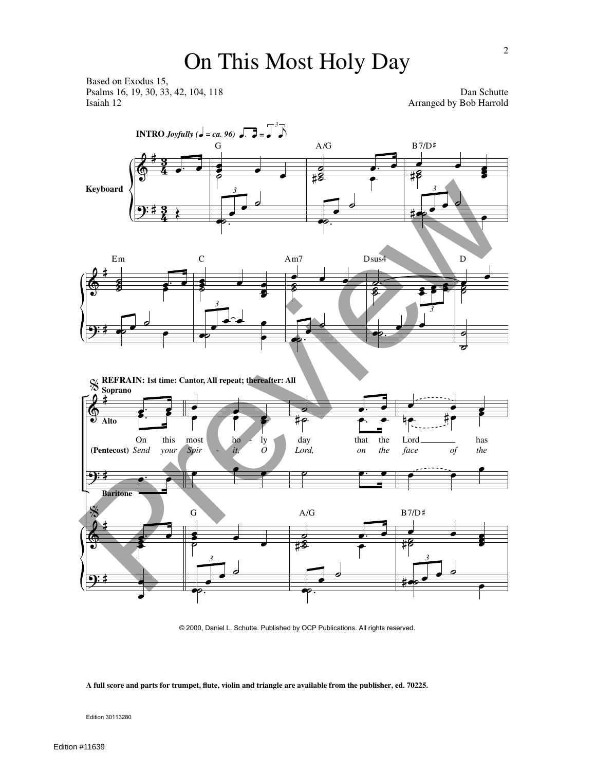# On This Most Holy Day

Based on Exodus 15,
Psalms 16, 19, 30, 33, 42, 104, 118
Isaiah 12

Dan Schutte
Arranged by Bob Harrold

**INTRO** *Joyfully* (♩ = ca. 96)

G A/G B7/D♯

Keyboard

Em C Am7 Dsus4 D

**REFRAIN: 1st time: Cantor, All repeat; thereafter: All**

Soprano

Alto

On this most ho - ly day that the Lord has

(Pentecost) *Send your Spir - it, O Lord, on the face of the*

Baritone

G A/G B7/D♯

© 2000, Daniel L. Schutte. Published by OCP Publications. All rights reserved.

**A full score and parts for trumpet, flute, violin and triangle are available from the publisher, ed. 70225.**

Edition 30113280

Edition #11639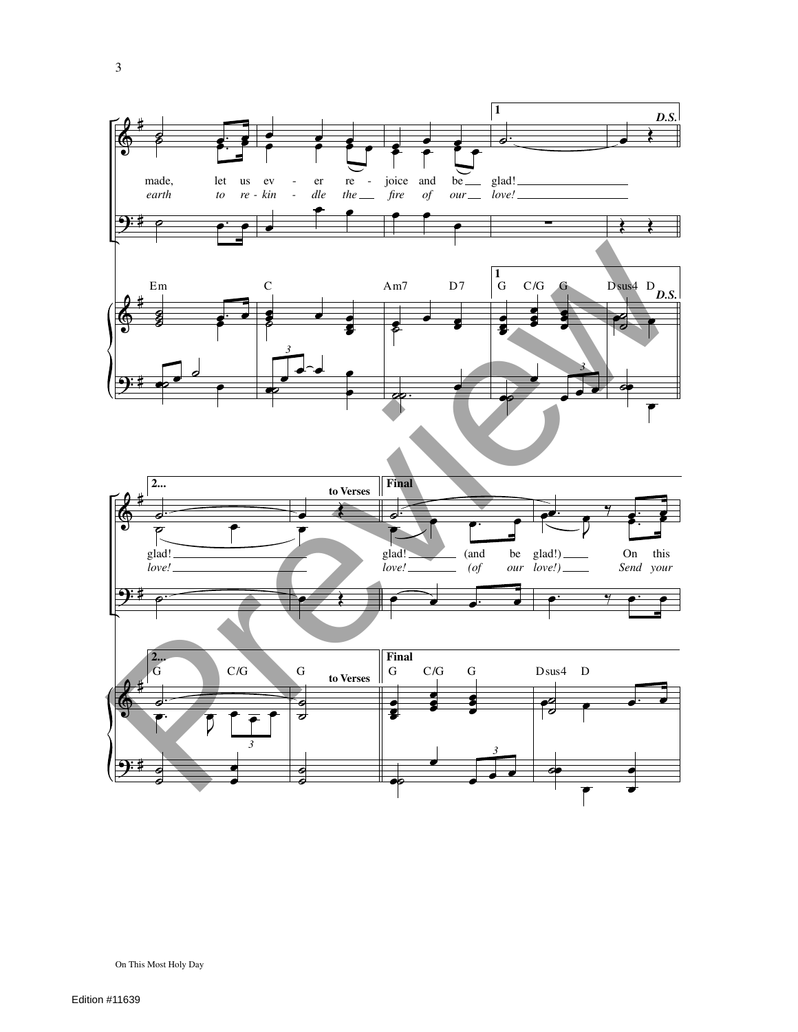1 D.S.

made, let us ev - er re - joice and be glad!

*earth to re - kin - dle the fire of our love!*

Em C Am7 D7

1 G C/G G Dsus4 D D.S.

2... to Verses

Final

glad! glad! (and be glad!) On this

*love! love! (of our love!) Send your*

2... G C/G G to Verses

Final G C/G G Dsus4 D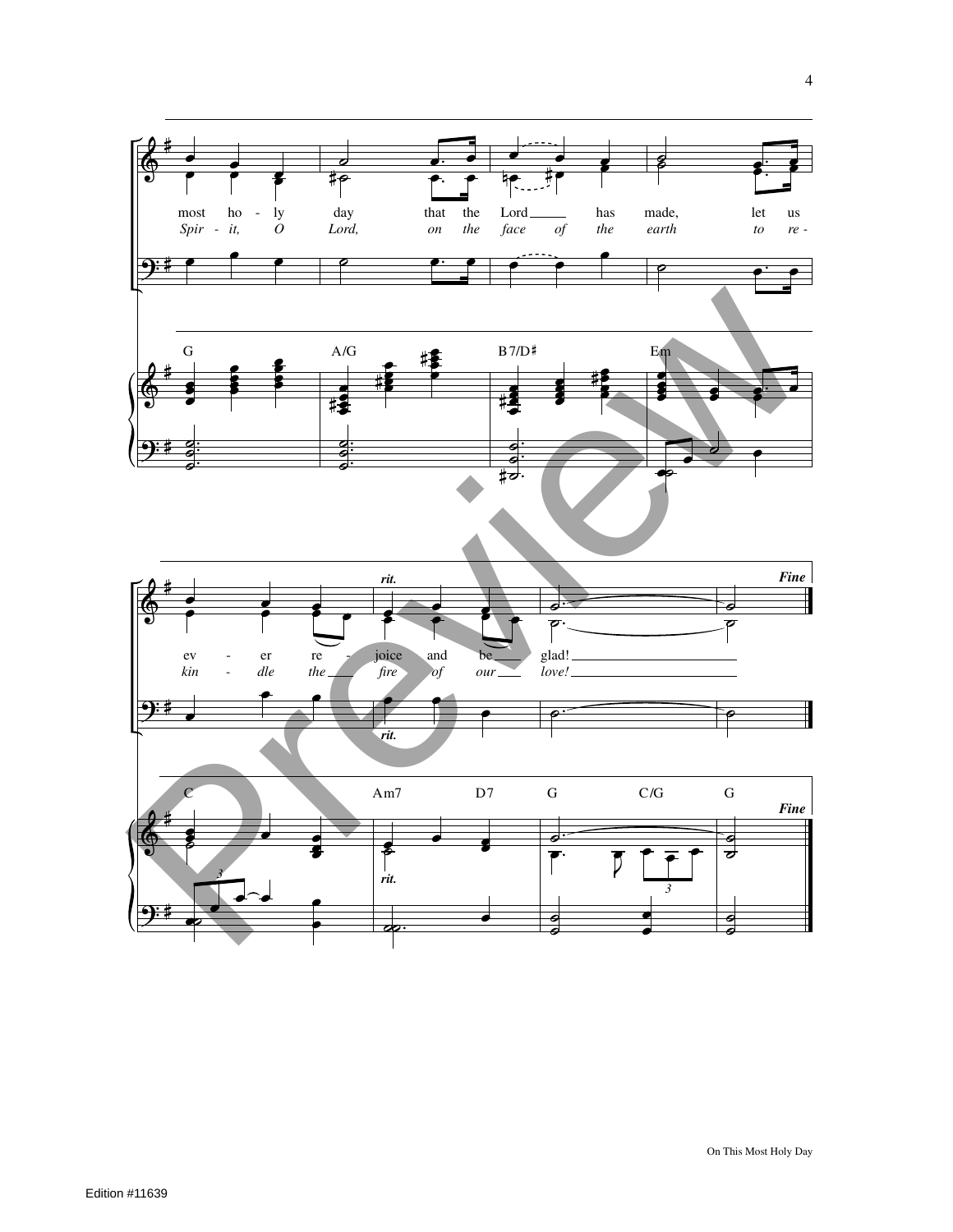most ho - ly day that the Lord has made, let us

*Spir - it, O Lord, on the face of the earth to re -*

G A/G B7/D♯ Em

*rit.* *Fine*

ev - er re - joice and be glad!

*kin - dle the fire of our love!*

*rit.*

C Am7 D7 G C/G G

*Fine*

*rit.*

Edition #11639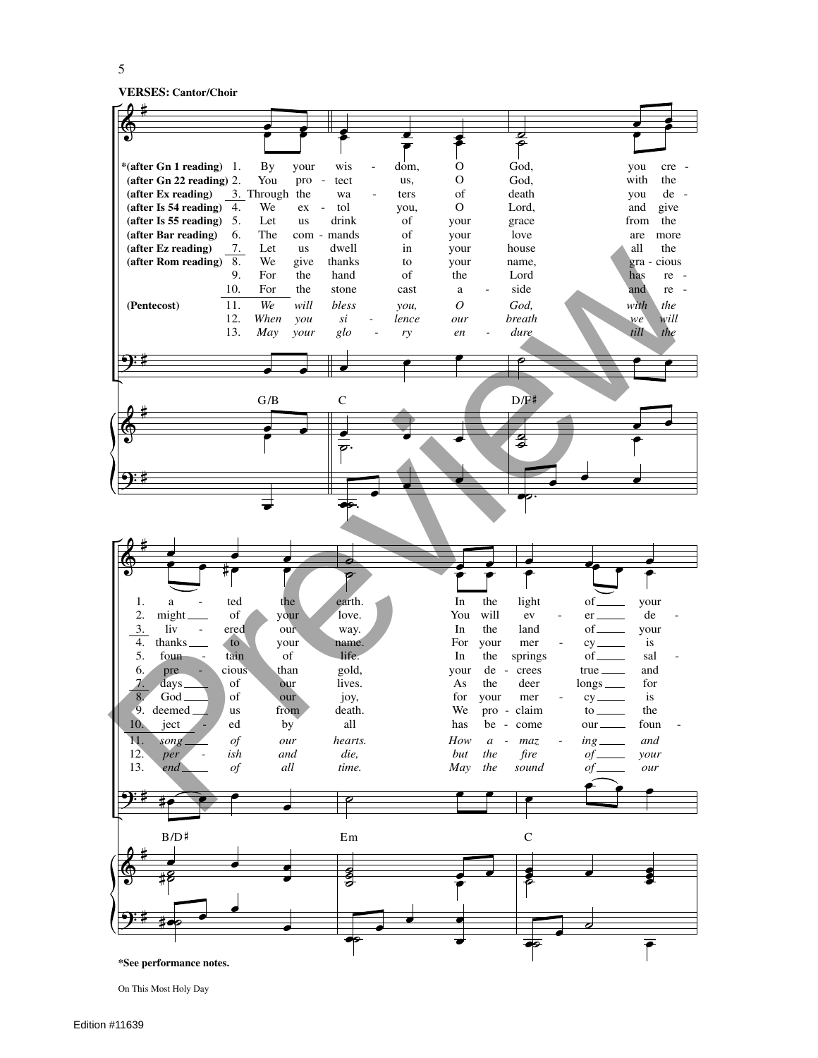**VERSES: Cantor/Choir**

*(after Gn 1 reading) 1. By your wis - dom, O God, you cre - a - ted the earth. In the light of your
(after Gn 22 reading) 2. You pro - tect us, O God, with the might of your love. You will ev - er de -
(after Ex reading) 3. Through the wa - ters of death you de - liv - ered our way. In the land of your
(after Is 54 reading) 4. We ex - tol you, O Lord, and give thanks to your name. For your mer - cy is
(after Is 55 reading) 5. Let us drink of your grace from the foun - tain of life. In the springs of sal -
(after Bar reading) 6. The com - mands of your love are more pre - cious than gold, your de - crees true and
(after Ez reading) 7. Let us dwell in your house all the days of our lives. As the deer longs for
(after Rom reading) 8. We give thanks to your name, gra - cious God of our joy, for your mer - cy is
9. For the hand of the Lord has re - deemed us from death. We pro - claim to the
10. For the stone cast a - side and re - ject - ed by all has be - come our foun -
(Pentecost) 11. *We will bless you, O God, with the song of our hearts. How a - maz - ing and*
12. *When you si - lence our breath we will per - ish and die, but the fire of your*
13. *May your glo - ry en - dure till the end of all time. May the sound of our*

G/B C D/F♯ B/D♯ Em C

*See performance notes.

On This Most Holy Day

Edition #11639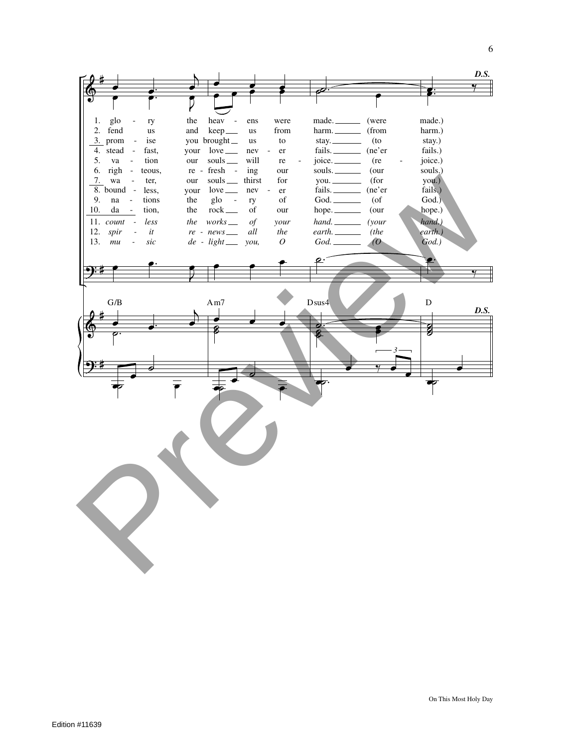D.S.

1. glo - ry the heav - ens were made. (were made.)
2. fend us and keep us from harm. (from harm.)
3. prom - ise you brought us to stay. (to stay.)
4. stead - fast, your love nev - er fails. (ne'er fails.)
5. va - tion our souls will re - joice. (re - joice.)
6. righ - teous, re - fresh - ing our souls. (our souls.)
7. wa - ter, our souls thirst for you. (for you.)
8. bound - less, your love nev - er fails. (ne'er fails.)
9. na - tions the glo - ry of God. (of God.)
10. da - tion, the rock of our hope. (our hope.)
11. *count - less the works of your hand. (your hand.)*
12. *spir - it re - news all the earth. (the earth.)*
13. *mu - sic de - light you, O God. (O God.)*

G/B Am7 Dsus4 D

D.S.

On This Most Holy Day

Edition #11639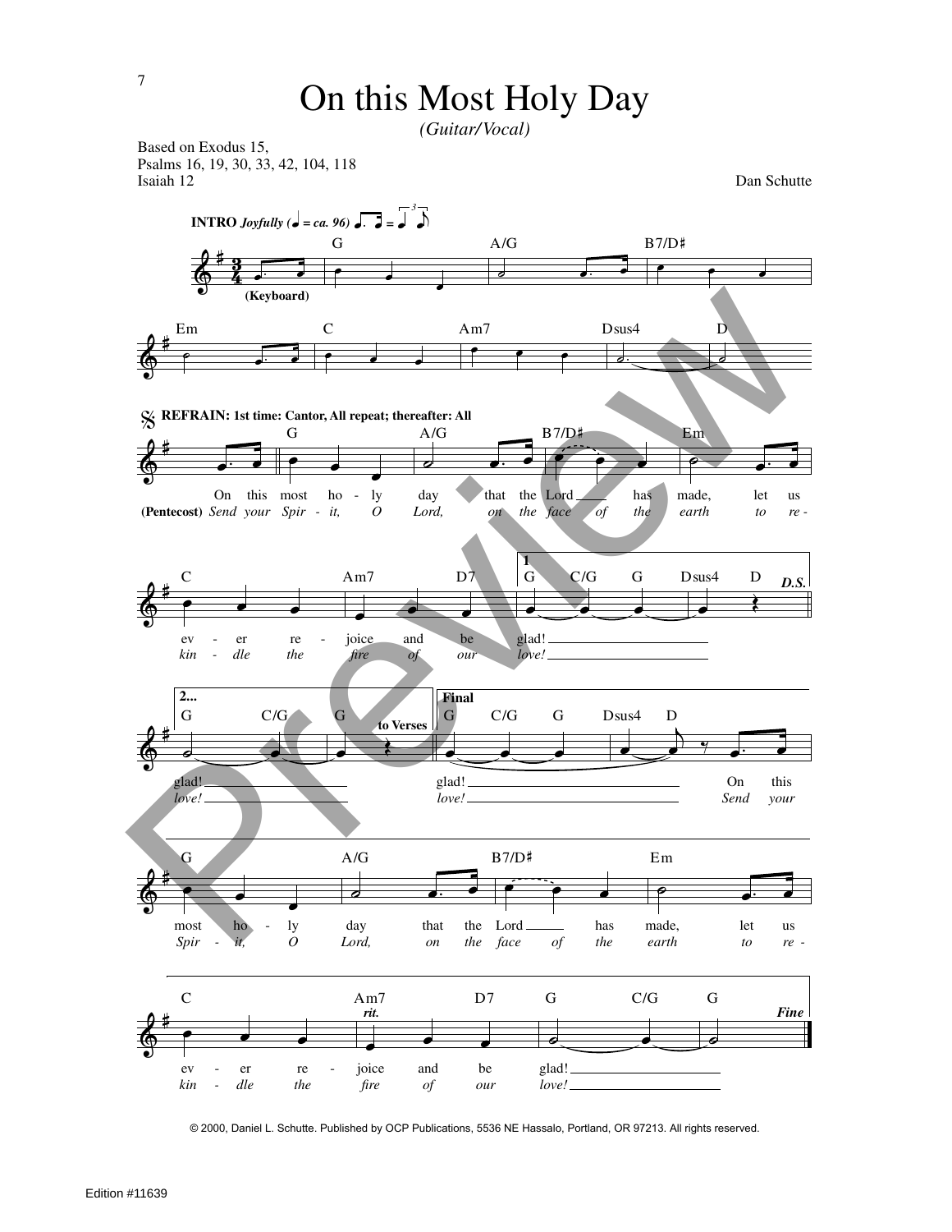# On this Most Holy Day

*(Guitar/Vocal)*

Based on Exodus 15,
Psalms 16, 19, 30, 33, 42, 104, 118
Isaiah 12

Dan Schutte

**INTRO** *Joyfully* (♩ = ca. 96)

(Keyboard)

G A/G B7/D♯ Em C Am7 Dsus4 D

**REFRAIN: 1st time: Cantor, All repeat; thereafter: All**

G A/G B7/D♯ Em C Am7 D7 G C/G G Dsus4 D

On this most ho - ly day that the Lord has made, let us ev - er re - joice and be glad!

(Pentecost) *Send your Spir - it, O Lord, on the face of the earth to re - kin - dle the fire of our love!*

D.S.

2... G C/G G — to Verses

glad!
*love!*

Final G C/G G Dsus4 D

glad! On this
*love! Send your*

G A/G B7/D♯ Em C Am7 D7 G C/G G

most ho - ly day that the Lord has made, let us ev - er re - joice and be glad!

*Spir - it, O Lord, on the face of the earth to re - kin - dle the fire of our love!*

*rit.*

*Fine*

© 2000, Daniel L. Schutte. Published by OCP Publications, 5536 NE Hassalo, Portland, OR 97213. All rights reserved.

Edition #11639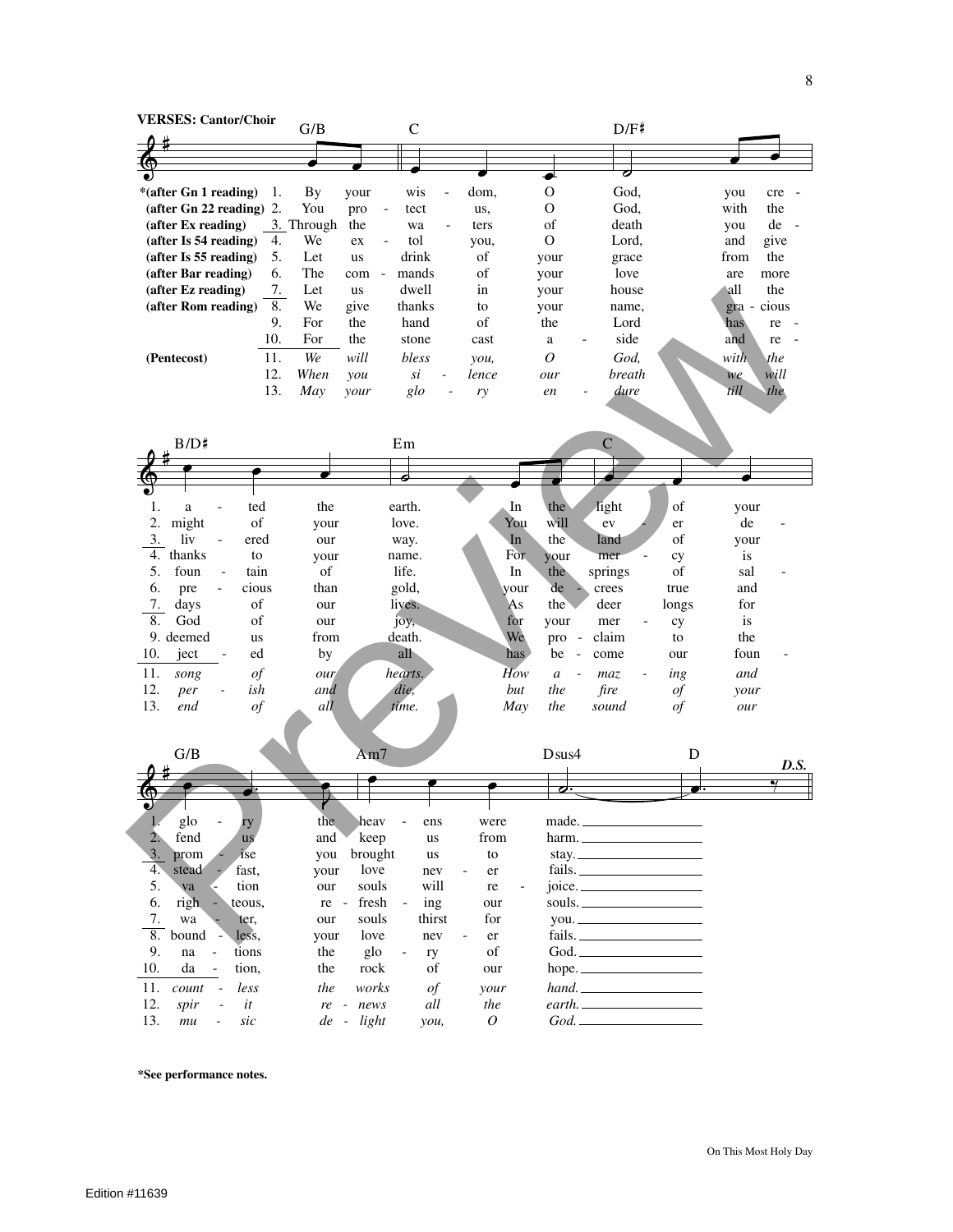**VERSES: Cantor/Choir**

1. *(after Gn 1 reading)* By your wisdom, O God, you created the earth. In the light of your glory the heavens were made.
2. (after Gn 22 reading) You protect us, O God, with the might of your love. You will ever defend us and keep us from harm.
3. (after Ex reading) Through the waters of death you delivered our way. In the land of your promise you brought us to stay.
4. (after Is 54 reading) We extol you, O Lord, and give thanks to your name. For your mercy is steadfast, your love never fails.
5. (after Is 55 reading) Let us drink of your grace from the fountain of life. In the springs of salvation our souls will rejoice.
6. (after Bar reading) The commands of your love are more precious than gold, your decrees true and righteous, refreshing our souls.
7. (after Ez reading) Let us dwell in your house all the days of our lives. As the deer longs for water, our souls thirst for you.
8. (after Rom reading) We give thanks to your name, gracious God of our joy, for your mercy is boundless, your love never fails.
9. For the hand of the Lord has redeemed us from death. We proclaim to the nations the glory of God.
10. For the stone cast aside and rejected by all has become our foundation, the rock of our hope.
11. (Pentecost) *We will bless you, O God, with the song of our hearts. How amazing and countless the works of your hand.*
12. *When you silence our breath we will perish and die, but the fire of your spirit renews all the earth.*
13. *May your glory endure till the end of all time. May the sound of our music delight you, O God.*

*D.S.*

*See performance notes.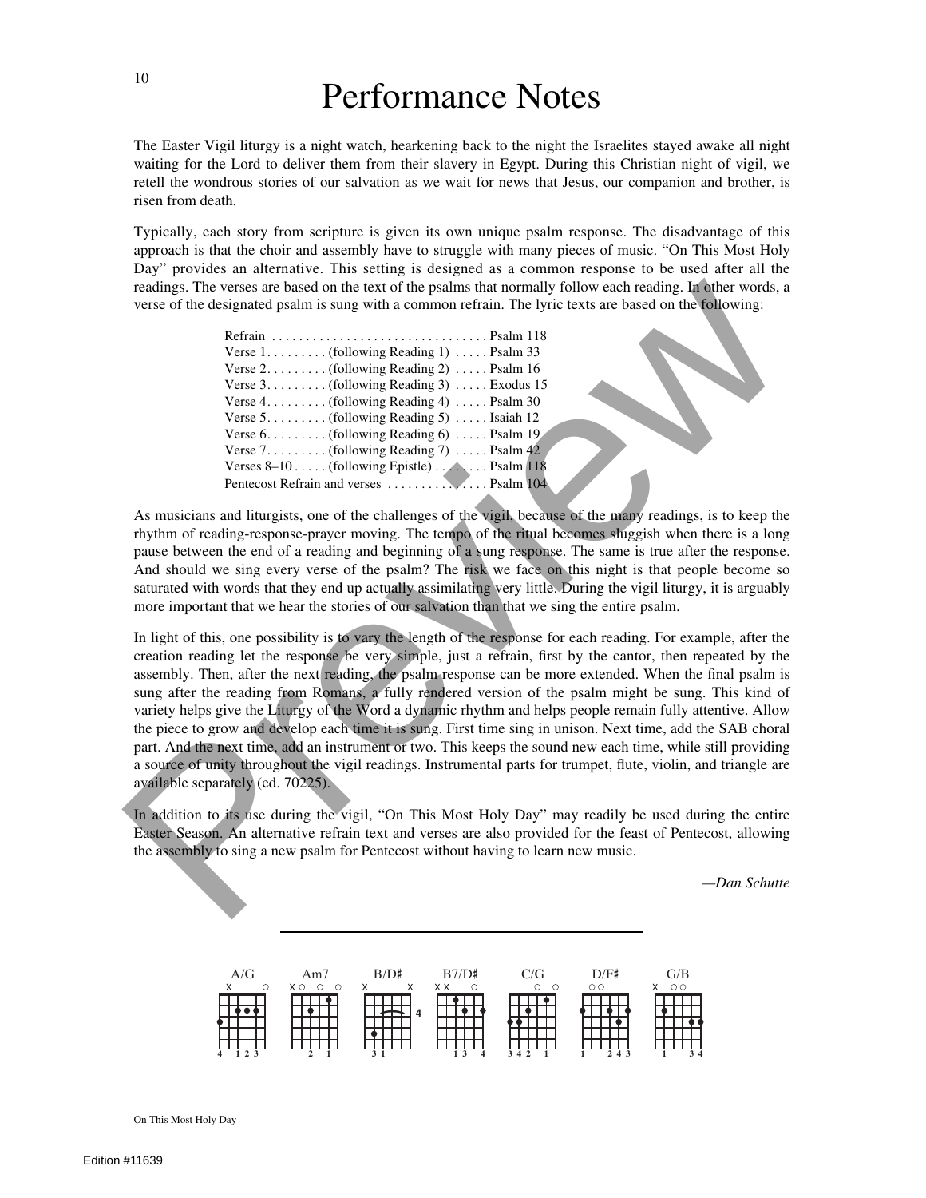# Performance Notes

The Easter Vigil liturgy is a night watch, hearkening back to the night the Israelites stayed awake all night waiting for the Lord to deliver them from their slavery in Egypt. During this Christian night of vigil, we retell the wondrous stories of our salvation as we wait for news that Jesus, our companion and brother, is risen from death.

Typically, each story from scripture is given its own unique psalm response. The disadvantage of this approach is that the choir and assembly have to struggle with many pieces of music. "On This Most Holy Day" provides an alternative. This setting is designed as a common response to be used after all the readings. The verses are based on the text of the psalms that normally follow each reading. In other words, a verse of the designated psalm is sung with a common refrain. The lyric texts are based on the following:

| | | |
|---|---|---|
| Refrain | | Psalm 118 |
| Verse 1 | (following Reading 1) | Psalm 33 |
| Verse 2 | (following Reading 2) | Psalm 16 |
| Verse 3 | (following Reading 3) | Exodus 15 |
| Verse 4 | (following Reading 4) | Psalm 30 |
| Verse 5 | (following Reading 5) | Isaiah 12 |
| Verse 6 | (following Reading 6) | Psalm 19 |
| Verse 7 | (following Reading 7) | Psalm 42 |
| Verses 8–10 | (following Epistle) | Psalm 118 |
| Pentecost Refrain and verses | | Psalm 104 |

As musicians and liturgists, one of the challenges of the vigil, because of the many readings, is to keep the rhythm of reading-response-prayer moving. The tempo of the ritual becomes sluggish when there is a long pause between the end of a reading and beginning of a sung response. The same is true after the response. And should we sing every verse of the psalm? The risk we face on this night is that people become so saturated with words that they end up actually assimilating very little. During the vigil liturgy, it is arguably more important that we hear the stories of our salvation than that we sing the entire psalm.

In light of this, one possibility is to vary the length of the response for each reading. For example, after the creation reading let the response be very simple, just a refrain, first by the cantor, then repeated by the assembly. Then, after the next reading, the psalm response can be more extended. When the final psalm is sung after the reading from Romans, a fully rendered version of the psalm might be sung. This kind of variety helps give the Liturgy of the Word a dynamic rhythm and helps people remain fully attentive. Allow the piece to grow and develop each time it is sung. First time sing in unison. Next time, add the SAB choral part. And the next time, add an instrument or two. This keeps the sound new each time, while still providing a source of unity throughout the vigil readings. Instrumental parts for trumpet, flute, violin, and triangle are available separately (ed. 70225).

In addition to its use during the vigil, "On This Most Holy Day" may readily be used during the entire Easter Season. An alternative refrain text and verses are also provided for the feast of Pentecost, allowing the assembly to sing a new psalm for Pentecost without having to learn new music.

*—Dan Schutte*

A/G Am7 B/D♯ B7/D♯ C/G D/F♯ G/B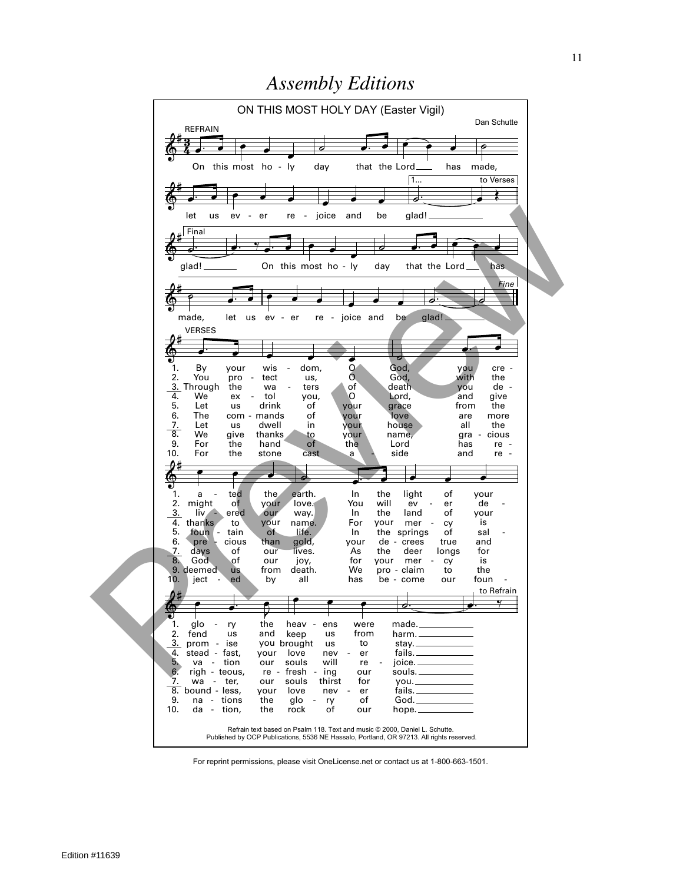# *Assembly Editions*

ON THIS MOST HOLY DAY (Easter Vigil)

Dan Schutte

REFRAIN

On this most ho - ly day that the Lord has made,
let us ev - er re - joice and be glad!

1... to Verses

Final

glad! On this most ho - ly day that the Lord has made, let us ev - er re - joice and be glad!

*Fine*

VERSES

1. By your wis - dom, O God, you cre - a - ted the earth. In the light of your glo - ry the heav - ens were made.
2. You pro - tect us, O God, with the might of your love. You will ev - er de - fend us and keep us from harm.
3. Through the wa - ters of death you de - liv - ered our way. In the land of your prom - ise you brought us to stay.
4. We ex - tol you, O Lord, and give thanks to your name. For your mer - cy is stead - fast, your love nev - er fails.
5. Let us drink of your grace from the foun - tain of life. In the springs of sal - va - tion our souls will re - joice.
6. The com - mands of your love are more pre - cious than gold, your de - crees true and righ - teous, re - fresh - ing our souls.
7. Let us dwell in your house all the days of our lives. As the deer longs for wa - ter, our souls thirst for you.
8. We give thanks to your name, gra - cious God of our joy, for your mer - cy is bound - less, your love nev - er fails.
9. For the hand of the Lord has re - deemed us from death. We pro - claim to the na - tions the glo - ry of God.
10. For the stone cast a - side and re - ject - ed by all has be - come our foun - da - tion, the rock of our hope.

to Refrain

Refrain text based on Psalm 118. Text and music © 2000, Daniel L. Schutte.
Published by OCP Publications, 5536 NE Hassalo, Portland, OR 97213. All rights reserved.

For reprint permissions, please visit OneLicense.net or contact us at 1-800-663-1501.

Edition #11639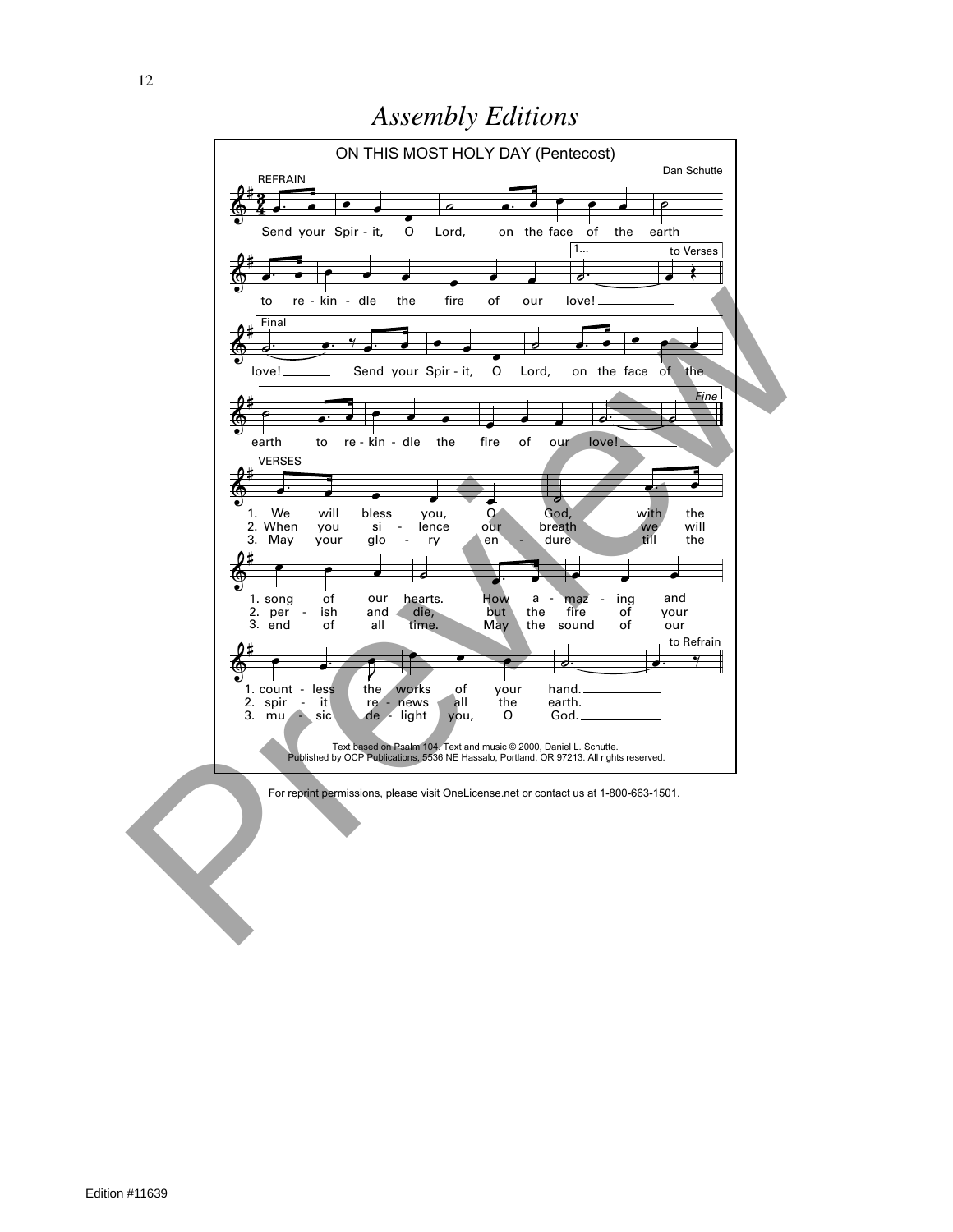## *Assembly Editions*

ON THIS MOST HOLY DAY (Pentecost)

Dan Schutte

REFRAIN

Send your Spir - it, O Lord, on the face of the earth to re - kin - dle the fire of our love!

1... to Verses

Final

love! Send your Spir - it, O Lord, on the face of the earth to re - kin - dle the fire of our love!

*Fine*

VERSES

1. We will bless you, O God, with the song of our hearts. How a - maz - ing and count - less the works of your hand.
2. When you si - lence our breath we will per - ish and die, but the fire of your spir - it re - news all the earth.
3. May your glo - ry en - dure till the end of all time. May the sound of our mu - sic de - light you, O God.

to Refrain

Text based on Psalm 104. Text and music © 2000, Daniel L. Schutte.
Published by OCP Publications, 5536 NE Hassalo, Portland, OR 97213. All rights reserved.

For reprint permissions, please visit OneLicense.net or contact us at 1-800-663-1501.

Edition #11639